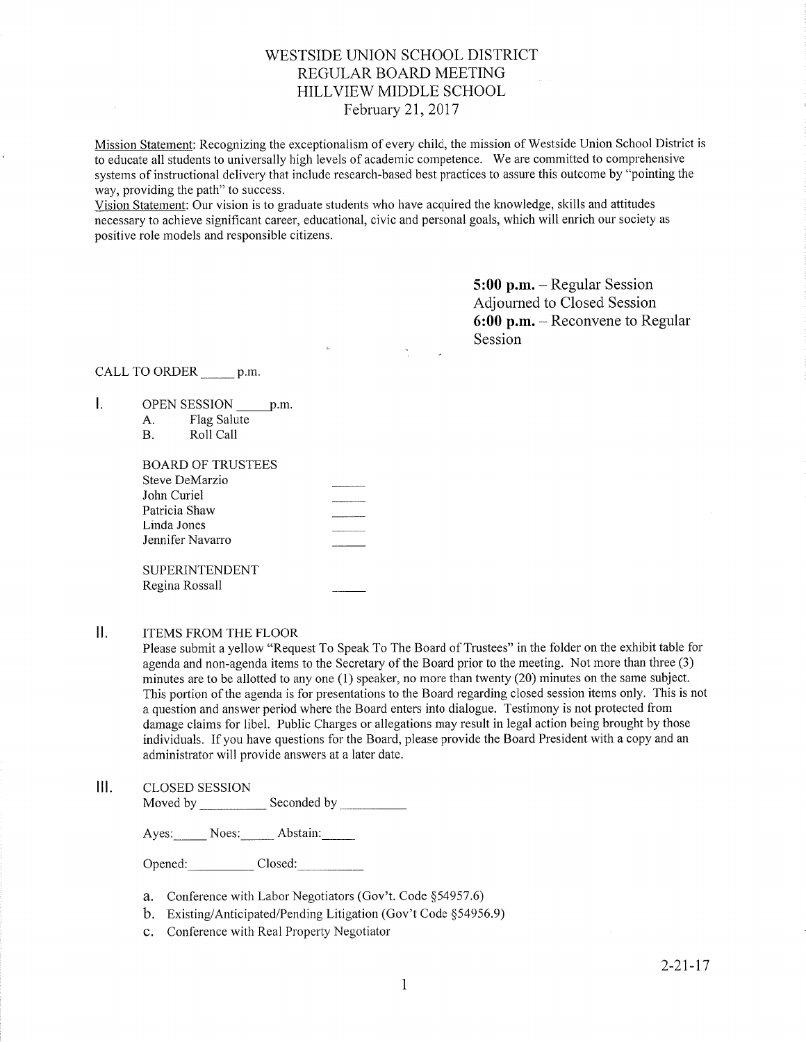# WESTSIDE UNION SCHOOL DISTRICT
# REGULAR BOARD MEETING
# HILLVIEW MIDDLE SCHOOL
# February 21, 2017

Mission Statement: Recognizing the exceptionalism of every child, the mission of Westside Union School District is to educate all students to universally high levels of academic competence. We are committed to comprehensive systems of instructional delivery that include research-based best practices to assure this outcome by "pointing the way, providing the path" to success.

Vision Statement: Our vision is to graduate students who have acquired the knowledge, skills and attitudes necessary to achieve significant career, educational, civic and personal goals, which will enrich our society as positive role models and responsible citizens.

**5:00 p.m.** – Regular Session Adjourned to Closed Session
**6:00 p.m.** – Reconvene to Regular Session

CALL TO ORDER _____ p.m.

I. OPEN SESSION _____ p.m.

   A. Flag Salute
   B. Roll Call

   BOARD OF TRUSTEES

   | | |
   |---|---|
   | Steve DeMarzio | _____ |
   | John Curiel | _____ |
   | Patricia Shaw | _____ |
   | Linda Jones | _____ |
   | Jennifer Navarro | _____ |

   SUPERINTENDENT

   | | |
   |---|---|
   | Regina Rossall | _____ |

II. ITEMS FROM THE FLOOR

   Please submit a yellow "Request To Speak To The Board of Trustees" in the folder on the exhibit table for agenda and non-agenda items to the Secretary of the Board prior to the meeting. Not more than three (3) minutes are to be allotted to any one (1) speaker, no more than twenty (20) minutes on the same subject. This portion of the agenda is for presentations to the Board regarding closed session items only. This is not a question and answer period where the Board enters into dialogue. Testimony is not protected from damage claims for libel. Public Charges or allegations may result in legal action being brought by those individuals. If you have questions for the Board, please provide the Board President with a copy and an administrator will provide answers at a later date.

III. CLOSED SESSION

   Moved by __________ Seconded by __________

   Ayes:_____ Noes:_____ Abstain:_____

   Opened:__________ Closed:__________

   a. Conference with Labor Negotiators (Gov't. Code §54957.6)
   b. Existing/Anticipated/Pending Litigation (Gov't Code §54956.9)
   c. Conference with Real Property Negotiator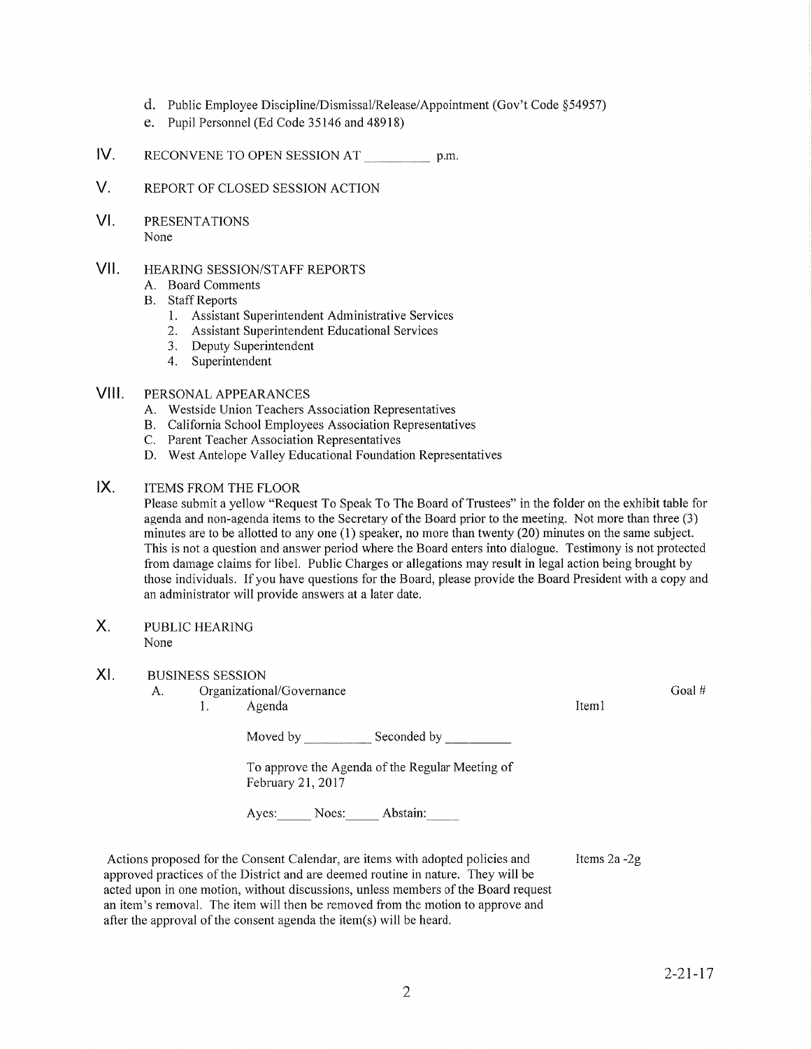d. Public Employee Discipline/Dismissal/Release/Appointment (Gov't Code §54957)
e. Pupil Personnel (Ed Code 35146 and 48918)

IV. RECONVENE TO OPEN SESSION AT __________ p.m.

V. REPORT OF CLOSED SESSION ACTION

VI. PRESENTATIONS
None

VII. HEARING SESSION/STAFF REPORTS
A. Board Comments
B. Staff Reports
1. Assistant Superintendent Administrative Services
2. Assistant Superintendent Educational Services
3. Deputy Superintendent
4. Superintendent

VIII. PERSONAL APPEARANCES
A. Westside Union Teachers Association Representatives
B. California School Employees Association Representatives
C. Parent Teacher Association Representatives
D. West Antelope Valley Educational Foundation Representatives

IX. ITEMS FROM THE FLOOR
Please submit a yellow "Request To Speak To The Board of Trustees" in the folder on the exhibit table for agenda and non-agenda items to the Secretary of the Board prior to the meeting. Not more than three (3) minutes are to be allotted to any one (1) speaker, no more than twenty (20) minutes on the same subject. This is not a question and answer period where the Board enters into dialogue. Testimony is not protected from damage claims for libel. Public Charges or allegations may result in legal action being brought by those individuals. If you have questions for the Board, please provide the Board President with a copy and an administrator will provide answers at a later date.

X. PUBLIC HEARING
None

XI. BUSINESS SESSION
A. Organizational/Governance — Goal #
1. Agenda — Item1

Moved by __________ Seconded by __________

To approve the Agenda of the Regular Meeting of February 21, 2017

Ayes:_____ Noes:_____ Abstain:_____

Actions proposed for the Consent Calendar, are items with adopted policies and approved practices of the District and are deemed routine in nature. They will be acted upon in one motion, without discussions, unless members of the Board request an item's removal. The item will then be removed from the motion to approve and after the approval of the consent agenda the item(s) will be heard. — Items 2a -2g

2-21-17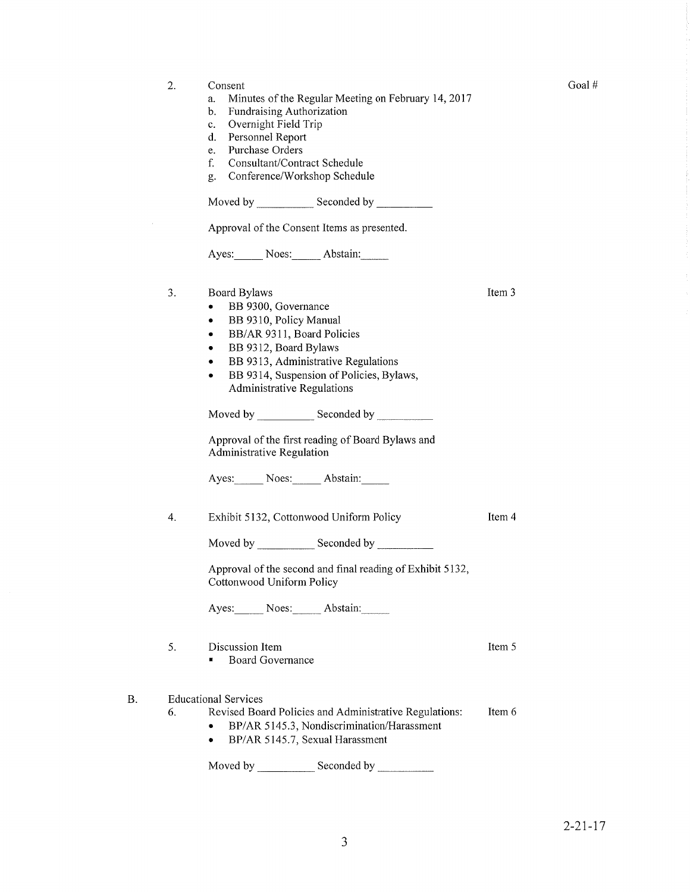Goal #

2. Consent
   a. Minutes of the Regular Meeting on February 14, 2017
   b. Fundraising Authorization
   c. Overnight Field Trip
   d. Personnel Report
   e. Purchase Orders
   f. Consultant/Contract Schedule
   g. Conference/Workshop Schedule

   Moved by __________ Seconded by __________

   Approval of the Consent Items as presented.

   Ayes:_____ Noes:_____ Abstain:_____

3. Board Bylaws — Item 3
   - BB 9300, Governance
   - BB 9310, Policy Manual
   - BB/AR 9311, Board Policies
   - BB 9312, Board Bylaws
   - BB 9313, Administrative Regulations
   - BB 9314, Suspension of Policies, Bylaws, Administrative Regulations

   Moved by __________ Seconded by __________

   Approval of the first reading of Board Bylaws and Administrative Regulation

   Ayes:_____ Noes:_____ Abstain:_____

4. Exhibit 5132, Cottonwood Uniform Policy — Item 4

   Moved by __________ Seconded by __________

   Approval of the second and final reading of Exhibit 5132, Cottonwood Uniform Policy

   Ayes:_____ Noes:_____ Abstain:_____

5. Discussion Item — Item 5
   - Board Governance

B. Educational Services

6. Revised Board Policies and Administrative Regulations: — Item 6
   - BP/AR 5145.3, Nondiscrimination/Harassment
   - BP/AR 5145.7, Sexual Harassment

   Moved by __________ Seconded by __________

2-21-17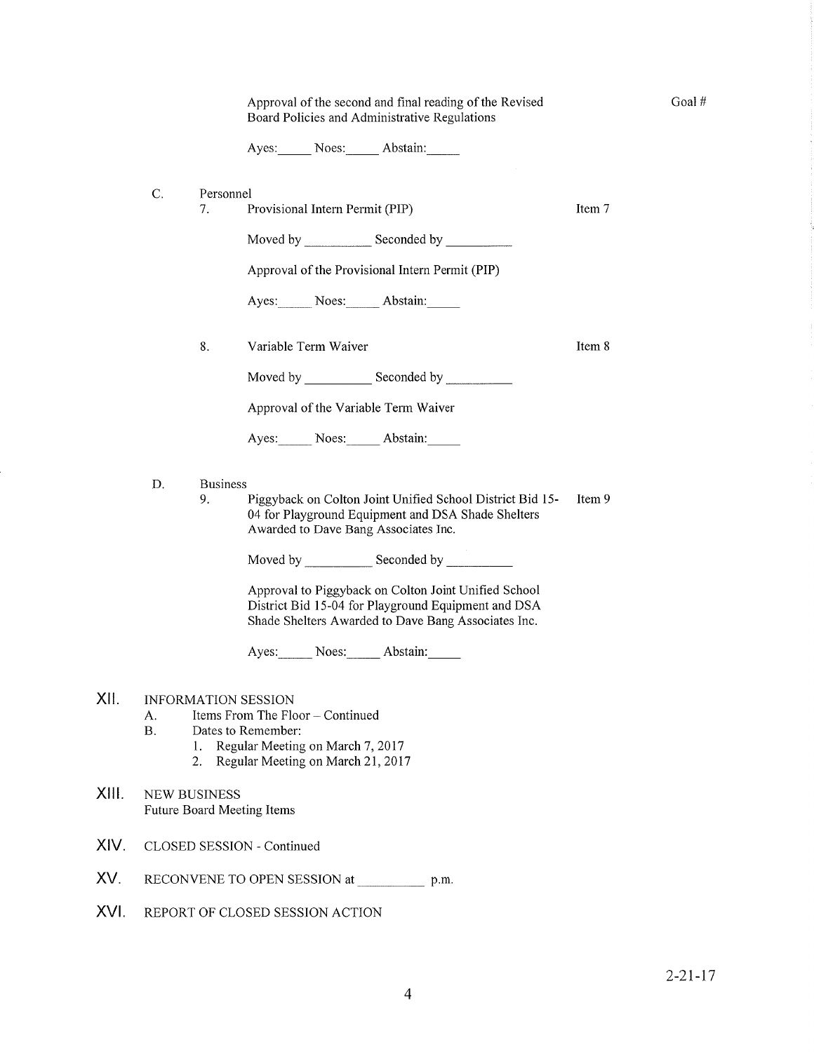Approval of the second and final reading of the Revised Board Policies and Administrative Regulations — Goal #

Ayes:_____ Noes:_____ Abstain:_____

C. Personnel

7. Provisional Intern Permit (PIP) — Item 7

   Moved by __________ Seconded by __________

   Approval of the Provisional Intern Permit (PIP)

   Ayes:_____ Noes:_____ Abstain:_____

8. Variable Term Waiver — Item 8

   Moved by __________ Seconded by __________

   Approval of the Variable Term Waiver

   Ayes:_____ Noes:_____ Abstain:_____

D. Business

9. Piggyback on Colton Joint Unified School District Bid 15-04 for Playground Equipment and DSA Shade Shelters Awarded to Dave Bang Associates Inc. — Item 9

   Moved by __________ Seconded by __________

   Approval to Piggyback on Colton Joint Unified School District Bid 15-04 for Playground Equipment and DSA Shade Shelters Awarded to Dave Bang Associates Inc.

   Ayes:_____ Noes:_____ Abstain:_____

## XII. INFORMATION SESSION

A. Items From The Floor – Continued

B. Dates to Remember:

1. Regular Meeting on March 7, 2017
2. Regular Meeting on March 21, 2017

## XIII. NEW BUSINESS

Future Board Meeting Items

## XIV. CLOSED SESSION - Continued

## XV. RECONVENE TO OPEN SESSION at __________ p.m.

## XVI. REPORT OF CLOSED SESSION ACTION

2-21-17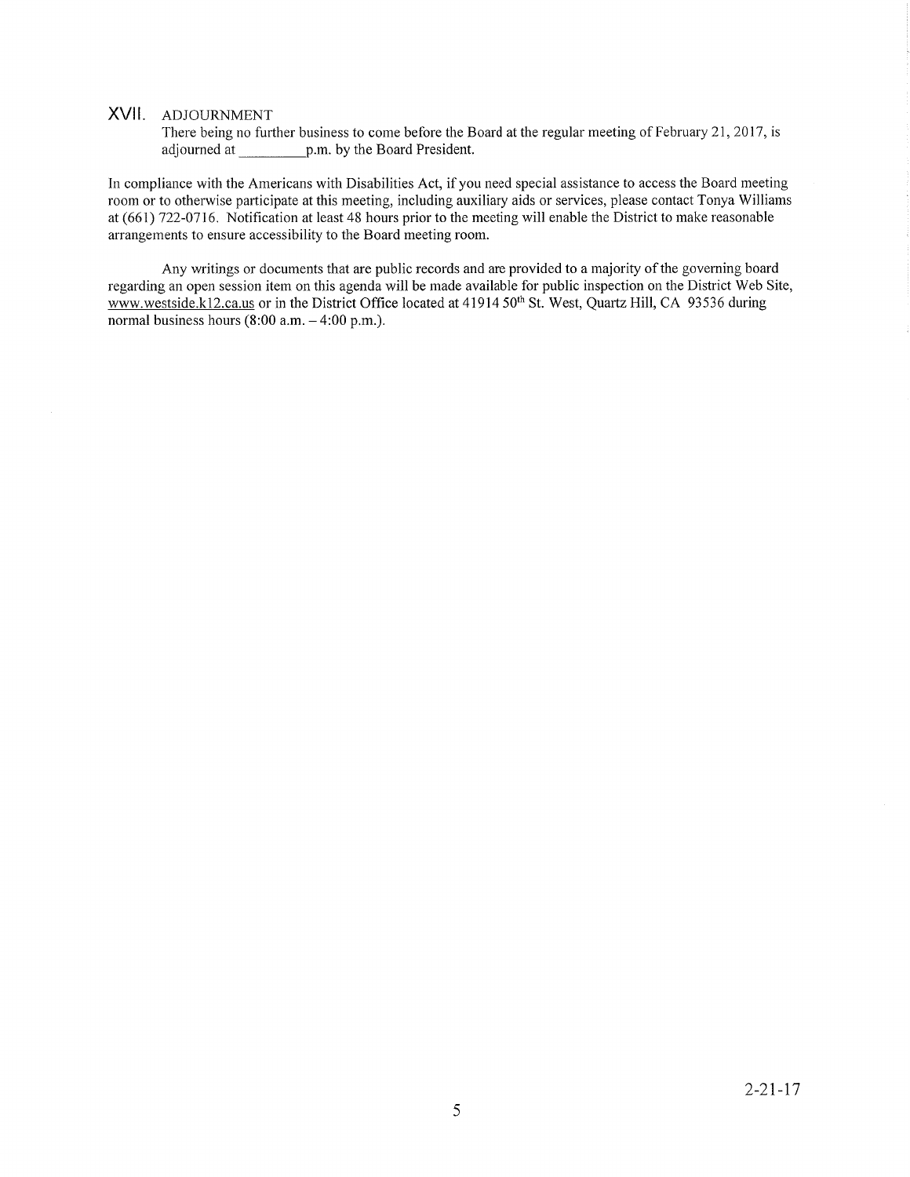## XVII. ADJOURNMENT

There being no further business to come before the Board at the regular meeting of February 21, 2017, is adjourned at ________p.m. by the Board President.

In compliance with the Americans with Disabilities Act, if you need special assistance to access the Board meeting room or to otherwise participate at this meeting, including auxiliary aids or services, please contact Tonya Williams at (661) 722-0716. Notification at least 48 hours prior to the meeting will enable the District to make reasonable arrangements to ensure accessibility to the Board meeting room.

Any writings or documents that are public records and are provided to a majority of the governing board regarding an open session item on this agenda will be made available for public inspection on the District Web Site, www.westside.k12.ca.us or in the District Office located at 41914 50th St. West, Quartz Hill, CA 93536 during normal business hours (8:00 a.m. – 4:00 p.m.).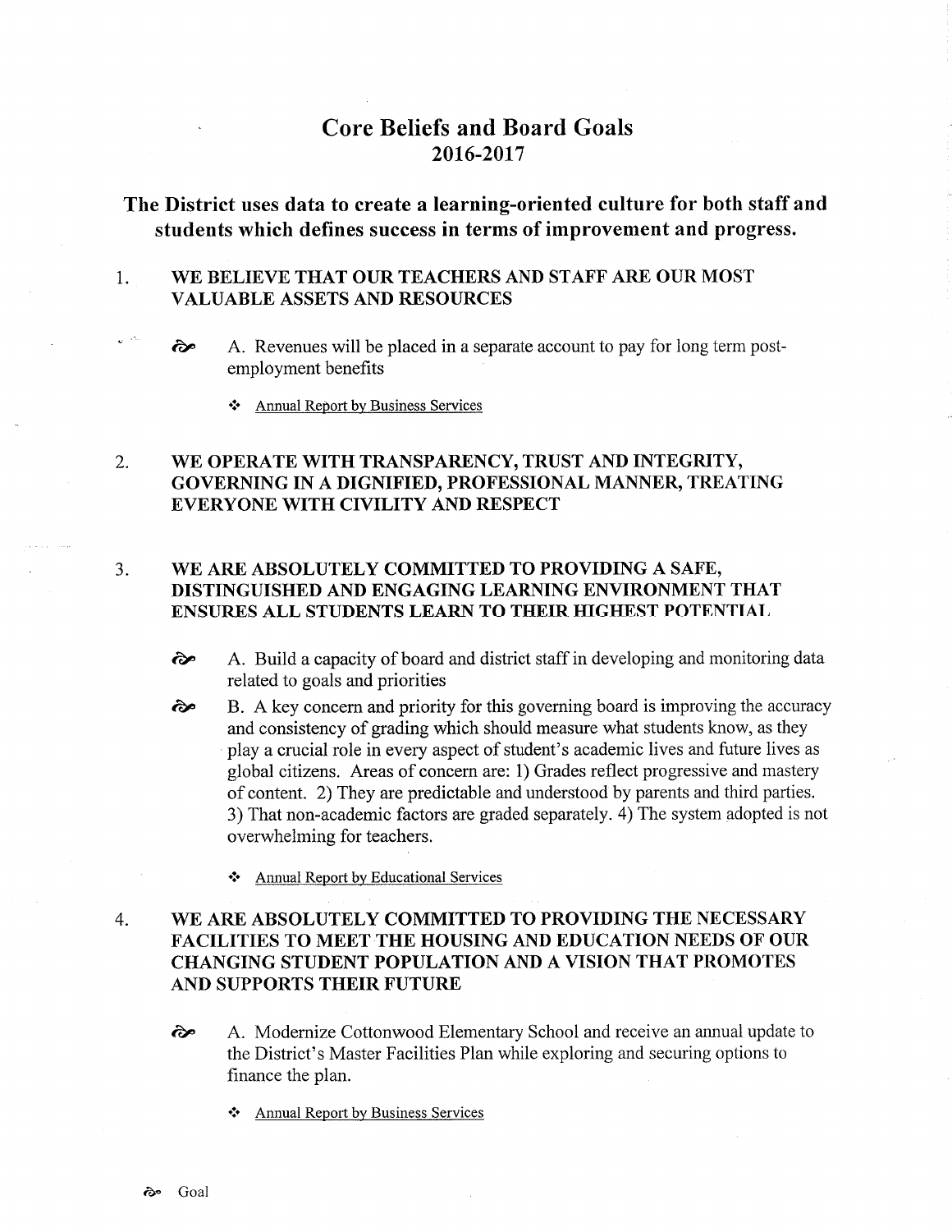# Core Beliefs and Board Goals
## 2016-2017

### The District uses data to create a learning-oriented culture for both staff and students which defines success in terms of improvement and progress.

1. **WE BELIEVE THAT OUR TEACHERS AND STAFF ARE OUR MOST VALUABLE ASSETS AND RESOURCES**

   - A. Revenues will be placed in a separate account to pay for long term post-employment benefits

     - Annual Report by Business Services

2. **WE OPERATE WITH TRANSPARENCY, TRUST AND INTEGRITY, GOVERNING IN A DIGNIFIED, PROFESSIONAL MANNER, TREATING EVERYONE WITH CIVILITY AND RESPECT**

3. **WE ARE ABSOLUTELY COMMITTED TO PROVIDING A SAFE, DISTINGUISHED AND ENGAGING LEARNING ENVIRONMENT THAT ENSURES ALL STUDENTS LEARN TO THEIR HIGHEST POTENTIAL**

   - A. Build a capacity of board and district staff in developing and monitoring data related to goals and priorities
   - B. A key concern and priority for this governing board is improving the accuracy and consistency of grading which should measure what students know, as they play a crucial role in every aspect of student's academic lives and future lives as global citizens. Areas of concern are: 1) Grades reflect progressive and mastery of content. 2) They are predictable and understood by parents and third parties. 3) That non-academic factors are graded separately. 4) The system adopted is not overwhelming for teachers.

     - Annual Report by Educational Services

4. **WE ARE ABSOLUTELY COMMITTED TO PROVIDING THE NECESSARY FACILITIES TO MEET THE HOUSING AND EDUCATION NEEDS OF OUR CHANGING STUDENT POPULATION AND A VISION THAT PROMOTES AND SUPPORTS THEIR FUTURE**

   - A. Modernize Cottonwood Elementary School and receive an annual update to the District's Master Facilities Plan while exploring and securing options to finance the plan.

     - Annual Report by Business Services

Goal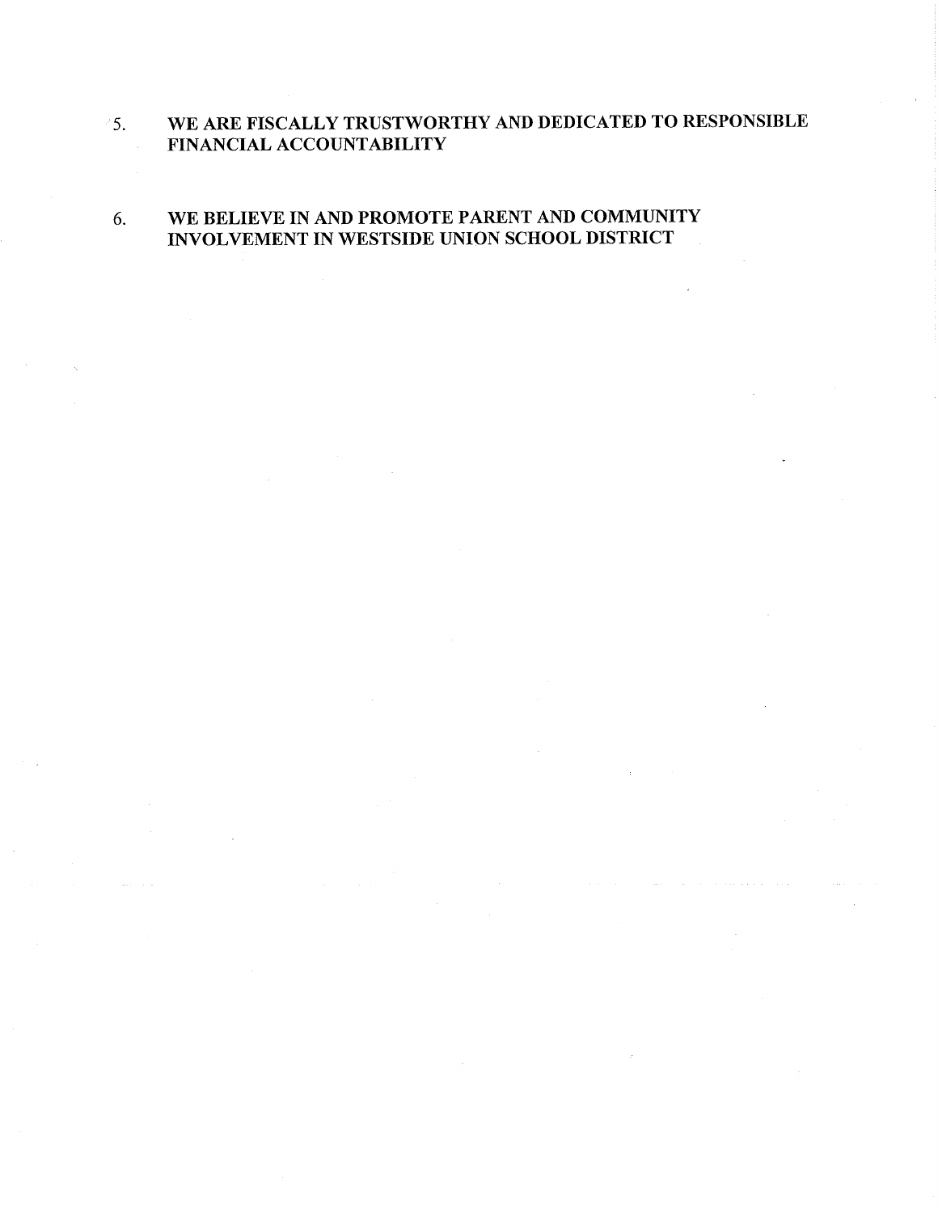5. **WE ARE FISCALLY TRUSTWORTHY AND DEDICATED TO RESPONSIBLE FINANCIAL ACCOUNTABILITY**

6. **WE BELIEVE IN AND PROMOTE PARENT AND COMMUNITY INVOLVEMENT IN WESTSIDE UNION SCHOOL DISTRICT**